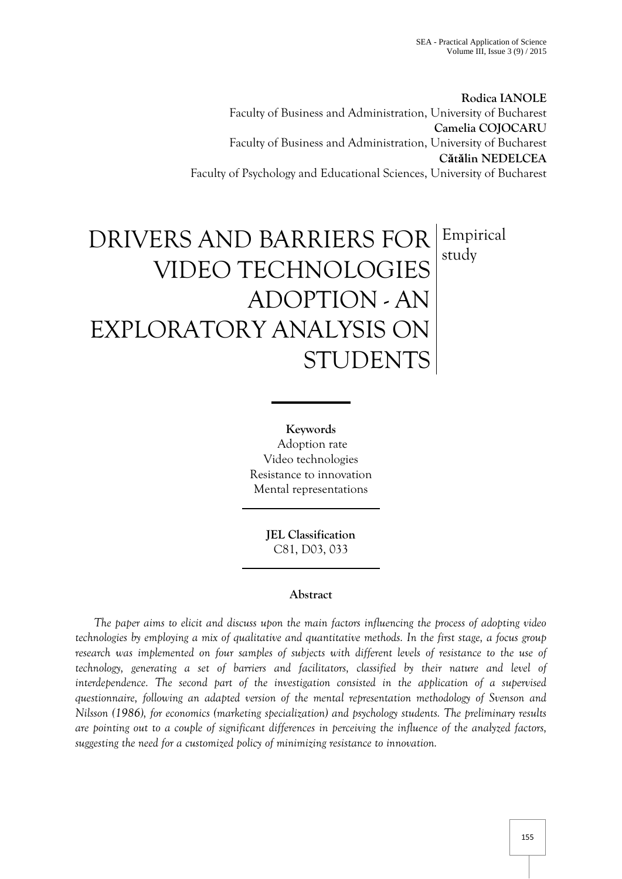**Rodica IANOLE**
Faculty of Business and Administration, University of Bucharest
**Camelia COJOCARU**
Faculty of Business and Administration, University of Bucharest
**Cătălin NEDELCEA**
Faculty of Psychology and Educational Sciences, University of Bucharest

# DRIVERS AND BARRIERS FOR VIDEO TECHNOLOGIES ADOPTION - AN EXPLORATORY ANALYSIS ON STUDENTS

Empirical study

**Keywords**
Adoption rate
Video technologies
Resistance to innovation
Mental representations

**JEL Classification**
C81, D03, 033

**Abstract**

*The paper aims to elicit and discuss upon the main factors influencing the process of adopting video technologies by employing a mix of qualitative and quantitative methods. In the first stage, a focus group research was implemented on four samples of subjects with different levels of resistance to the use of technology, generating a set of barriers and facilitators, classified by their nature and level of interdependence. The second part of the investigation consisted in the application of a supervised questionnaire, following an adapted version of the mental representation methodology of Svenson and Nilsson (1986), for economics (marketing specialization) and psychology students. The preliminary results are pointing out to a couple of significant differences in perceiving the influence of the analyzed factors, suggesting the need for a customized policy of minimizing resistance to innovation.*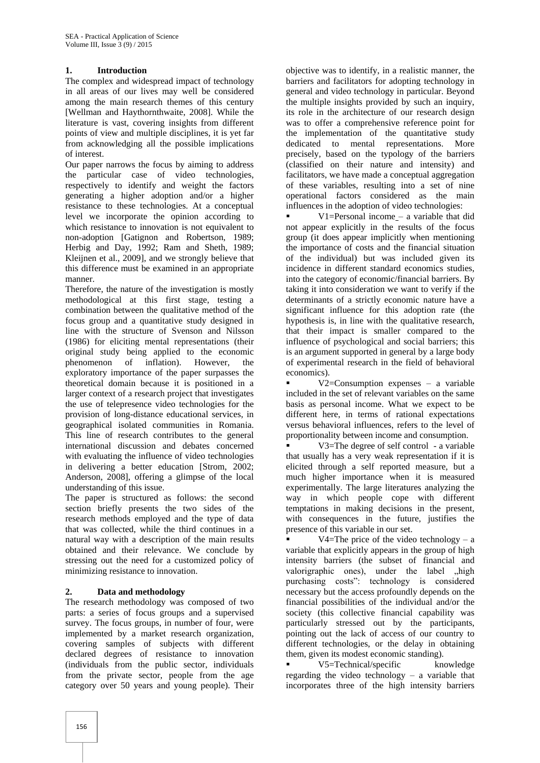## 1. Introduction

The complex and widespread impact of technology in all areas of our lives may well be considered among the main research themes of this century [Wellman and Haythornthwaite, 2008]. While the literature is vast, covering insights from different points of view and multiple disciplines, it is yet far from acknowledging all the possible implications of interest.

Our paper narrows the focus by aiming to address the particular case of video technologies, respectively to identify and weight the factors generating a higher adoption and/or a higher resistance to these technologies. At a conceptual level we incorporate the opinion according to which resistance to innovation is not equivalent to non-adoption [Gatignon and Robertson, 1989; Herbig and Day, 1992; Ram and Sheth, 1989; Kleijnen et al., 2009], and we strongly believe that this difference must be examined in an appropriate manner.

Therefore, the nature of the investigation is mostly methodological at this first stage, testing a combination between the qualitative method of the focus group and a quantitative study designed in line with the structure of Svenson and Nilsson (1986) for eliciting mental representations (their original study being applied to the economic phenomenon of inflation). However, the exploratory importance of the paper surpasses the theoretical domain because it is positioned in a larger context of a research project that investigates the use of telepresence video technologies for the provision of long-distance educational services, in geographical isolated communities in Romania. This line of research contributes to the general international discussion and debates concerned with evaluating the influence of video technologies in delivering a better education [Strom, 2002; Anderson, 2008], offering a glimpse of the local understanding of this issue.

The paper is structured as follows: the second section briefly presents the two sides of the research methods employed and the type of data that was collected, while the third continues in a natural way with a description of the main results obtained and their relevance. We conclude by stressing out the need for a customized policy of minimizing resistance to innovation.

## 2. Data and methodology

The research methodology was composed of two parts: a series of focus groups and a supervised survey. The focus groups, in number of four, were implemented by a market research organization, covering samples of subjects with different declared degrees of resistance to innovation (individuals from the public sector, individuals from the private sector, people from the age category over 50 years and young people). Their objective was to identify, in a realistic manner, the barriers and facilitators for adopting technology in general and video technology in particular. Beyond the multiple insights provided by such an inquiry, its role in the architecture of our research design was to offer a comprehensive reference point for the implementation of the quantitative study dedicated to mental representations. More precisely, based on the typology of the barriers (classified on their nature and intensity) and facilitators, we have made a conceptual aggregation of these variables, resulting into a set of nine operational factors considered as the main influences in the adoption of video technologies:

- V1=Personal income – a variable that did not appear explicitly in the results of the focus group (it does appear implicitly when mentioning the importance of costs and the financial situation of the individual) but was included given its incidence in different standard economics studies, into the category of economic/financial barriers. By taking it into consideration we want to verify if the determinants of a strictly economic nature have a significant influence for this adoption rate (the hypothesis is, in line with the qualitative research, that their impact is smaller compared to the influence of psychological and social barriers; this is an argument supported in general by a large body of experimental research in the field of behavioral economics).
- V2=Consumption expenses – a variable included in the set of relevant variables on the same basis as personal income. What we expect to be different here, in terms of rational expectations versus behavioral influences, refers to the level of proportionality between income and consumption.
- V3=The degree of self control - a variable that usually has a very weak representation if it is elicited through a self reported measure, but a much higher importance when it is measured experimentally. The large literatures analyzing the way in which people cope with different temptations in making decisions in the present, with consequences in the future, justifies the presence of this variable in our set.
- V4=The price of the video technology – a variable that explicitly appears in the group of high intensity barriers (the subset of financial and valorigraphic ones), under the label „high purchasing costs": technology is considered necessary but the access profoundly depends on the financial possibilities of the individual and/or the society (this collective financial capability was particularly stressed out by the participants, pointing out the lack of access of our country to different technologies, or the delay in obtaining them, given its modest economic standing).
- V5=Technical/specific knowledge regarding the video technology – a variable that incorporates three of the high intensity barriers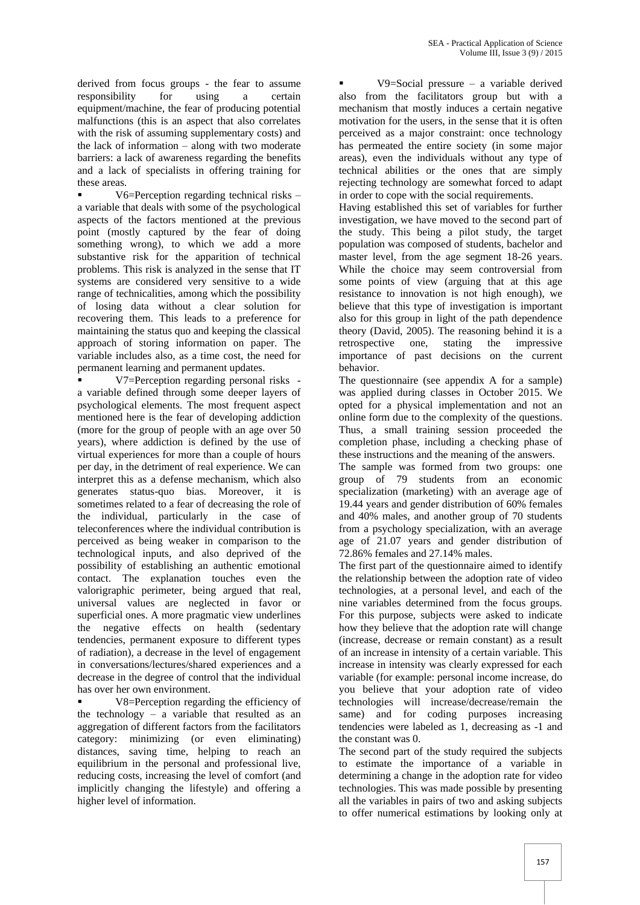derived from focus groups - the fear to assume responsibility for using a certain equipment/machine, the fear of producing potential malfunctions (this is an aspect that also correlates with the risk of assuming supplementary costs) and the lack of information – along with two moderate barriers: a lack of awareness regarding the benefits and a lack of specialists in offering training for these areas.

- V6=Perception regarding technical risks – a variable that deals with some of the psychological aspects of the factors mentioned at the previous point (mostly captured by the fear of doing something wrong), to which we add a more substantive risk for the apparition of technical problems. This risk is analyzed in the sense that IT systems are considered very sensitive to a wide range of technicalities, among which the possibility of losing data without a clear solution for recovering them. This leads to a preference for maintaining the status quo and keeping the classical approach of storing information on paper. The variable includes also, as a time cost, the need for permanent learning and permanent updates.
- V7=Perception regarding personal risks - a variable defined through some deeper layers of psychological elements. The most frequent aspect mentioned here is the fear of developing addiction (more for the group of people with an age over 50 years), where addiction is defined by the use of virtual experiences for more than a couple of hours per day, in the detriment of real experience. We can interpret this as a defense mechanism, which also generates status-quo bias. Moreover, it is sometimes related to a fear of decreasing the role of the individual, particularly in the case of teleconferences where the individual contribution is perceived as being weaker in comparison to the technological inputs, and also deprived of the possibility of establishing an authentic emotional contact. The explanation touches even the valorigraphic perimeter, being argued that real, universal values are neglected in favor or superficial ones. A more pragmatic view underlines the negative effects on health (sedentary tendencies, permanent exposure to different types of radiation), a decrease in the level of engagement in conversations/lectures/shared experiences and a decrease in the degree of control that the individual has over her own environment.
- V8=Perception regarding the efficiency of the technology – a variable that resulted as an aggregation of different factors from the facilitators category: minimizing (or even eliminating) distances, saving time, helping to reach an equilibrium in the personal and professional live, reducing costs, increasing the level of comfort (and implicitly changing the lifestyle) and offering a higher level of information.
- V9=Social pressure – a variable derived also from the facilitators group but with a mechanism that mostly induces a certain negative motivation for the users, in the sense that it is often perceived as a major constraint: once technology has permeated the entire society (in some major areas), even the individuals without any type of technical abilities or the ones that are simply rejecting technology are somewhat forced to adapt in order to cope with the social requirements.

Having established this set of variables for further investigation, we have moved to the second part of the study. This being a pilot study, the target population was composed of students, bachelor and master level, from the age segment 18-26 years. While the choice may seem controversial from some points of view (arguing that at this age resistance to innovation is not high enough), we believe that this type of investigation is important also for this group in light of the path dependence theory (David, 2005). The reasoning behind it is a retrospective one, stating the impressive importance of past decisions on the current behavior.

The questionnaire (see appendix A for a sample) was applied during classes in October 2015. We opted for a physical implementation and not an online form due to the complexity of the questions. Thus, a small training session proceeded the completion phase, including a checking phase of these instructions and the meaning of the answers.

The sample was formed from two groups: one group of 79 students from an economic specialization (marketing) with an average age of 19.44 years and gender distribution of 60% females and 40% males, and another group of 70 students from a psychology specialization, with an average age of 21.07 years and gender distribution of 72.86% females and 27.14% males.

The first part of the questionnaire aimed to identify the relationship between the adoption rate of video technologies, at a personal level, and each of the nine variables determined from the focus groups. For this purpose, subjects were asked to indicate how they believe that the adoption rate will change (increase, decrease or remain constant) as a result of an increase in intensity of a certain variable. This increase in intensity was clearly expressed for each variable (for example: personal income increase, do you believe that your adoption rate of video technologies will increase/decrease/remain the same) and for coding purposes increasing tendencies were labeled as 1, decreasing as -1 and the constant was 0.

The second part of the study required the subjects to estimate the importance of a variable in determining a change in the adoption rate for video technologies. This was made possible by presenting all the variables in pairs of two and asking subjects to offer numerical estimations by looking only at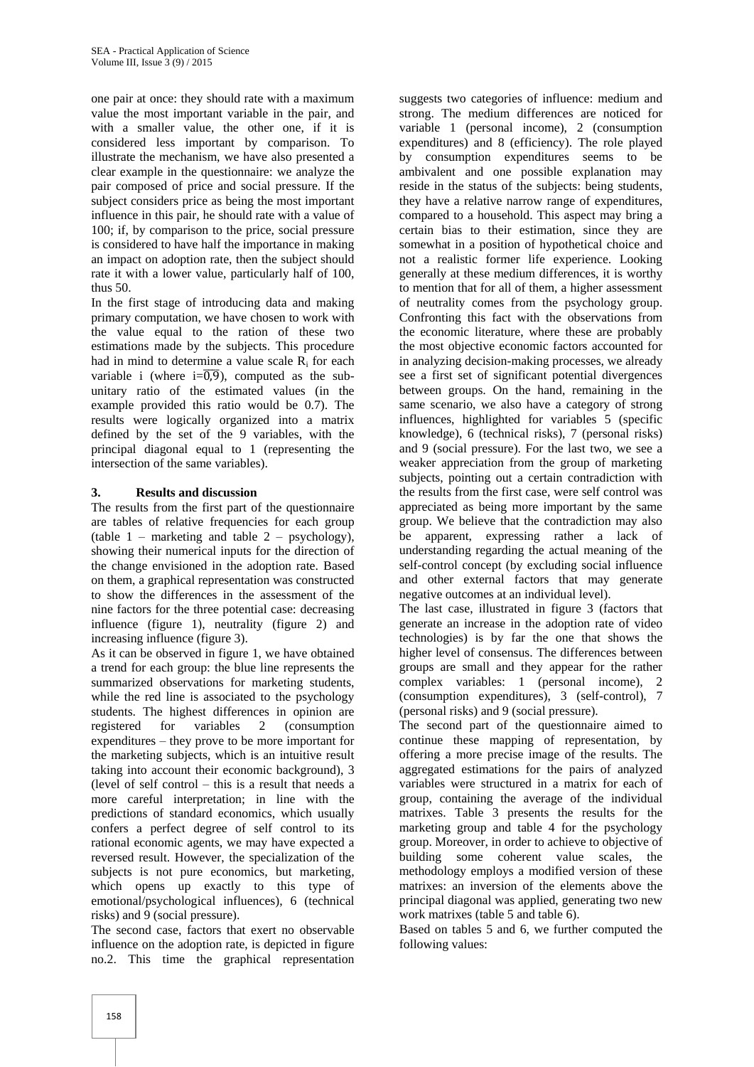one pair at once: they should rate with a maximum value the most important variable in the pair, and with a smaller value, the other one, if it is considered less important by comparison. To illustrate the mechanism, we have also presented a clear example in the questionnaire: we analyze the pair composed of price and social pressure. If the subject considers price as being the most important influence in this pair, he should rate with a value of 100; if, by comparison to the price, social pressure is considered to have half the importance in making an impact on adoption rate, then the subject should rate it with a lower value, particularly half of 100, thus 50.

In the first stage of introducing data and making primary computation, we have chosen to work with the value equal to the ration of these two estimations made by the subjects. This procedure had in mind to determine a value scale $R_i$ for each variable i (where $i=\overline{0,9}$), computed as the sub-unitary ratio of the estimated values (in the example provided this ratio would be 0.7). The results were logically organized into a matrix defined by the set of the 9 variables, with the principal diagonal equal to 1 (representing the intersection of the same variables).

## 3. Results and discussion

The results from the first part of the questionnaire are tables of relative frequencies for each group (table 1 – marketing and table 2 – psychology), showing their numerical inputs for the direction of the change envisioned in the adoption rate. Based on them, a graphical representation was constructed to show the differences in the assessment of the nine factors for the three potential case: decreasing influence (figure 1), neutrality (figure 2) and increasing influence (figure 3).

As it can be observed in figure 1, we have obtained a trend for each group: the blue line represents the summarized observations for marketing students, while the red line is associated to the psychology students. The highest differences in opinion are registered for variables 2 (consumption expenditures – they prove to be more important for the marketing subjects, which is an intuitive result taking into account their economic background), 3 (level of self control – this is a result that needs a more careful interpretation; in line with the predictions of standard economics, which usually confers a perfect degree of self control to its rational economic agents, we may have expected a reversed result. However, the specialization of the subjects is not pure economics, but marketing, which opens up exactly to this type of emotional/psychological influences), 6 (technical risks) and 9 (social pressure).

The second case, factors that exert no observable influence on the adoption rate, is depicted in figure no.2. This time the graphical representation suggests two categories of influence: medium and strong. The medium differences are noticed for variable 1 (personal income), 2 (consumption expenditures) and 8 (efficiency). The role played by consumption expenditures seems to be ambivalent and one possible explanation may reside in the status of the subjects: being students, they have a relative narrow range of expenditures, compared to a household. This aspect may bring a certain bias to their estimation, since they are somewhat in a position of hypothetical choice and not a realistic former life experience. Looking generally at these medium differences, it is worthy to mention that for all of them, a higher assessment of neutrality comes from the psychology group. Confronting this fact with the observations from the economic literature, where these are probably the most objective economic factors accounted for in analyzing decision-making processes, we already see a first set of significant potential divergences between groups. On the hand, remaining in the same scenario, we also have a category of strong influences, highlighted for variables 5 (specific knowledge), 6 (technical risks), 7 (personal risks) and 9 (social pressure). For the last two, we see a weaker appreciation from the group of marketing subjects, pointing out a certain contradiction with the results from the first case, were self control was appreciated as being more important by the same group. We believe that the contradiction may also be apparent, expressing rather a lack of understanding regarding the actual meaning of the self-control concept (by excluding social influence and other external factors that may generate negative outcomes at an individual level).

The last case, illustrated in figure 3 (factors that generate an increase in the adoption rate of video technologies) is by far the one that shows the higher level of consensus. The differences between groups are small and they appear for the rather complex variables: 1 (personal income), 2 (consumption expenditures), 3 (self-control), 7 (personal risks) and 9 (social pressure).

The second part of the questionnaire aimed to continue these mapping of representation, by offering a more precise image of the results. The aggregated estimations for the pairs of analyzed variables were structured in a matrix for each of group, containing the average of the individual matrixes. Table 3 presents the results for the marketing group and table 4 for the psychology group. Moreover, in order to achieve to objective of building some coherent value scales, the methodology employs a modified version of these matrixes: an inversion of the elements above the principal diagonal was applied, generating two new work matrixes (table 5 and table 6).

Based on tables 5 and 6, we further computed the following values: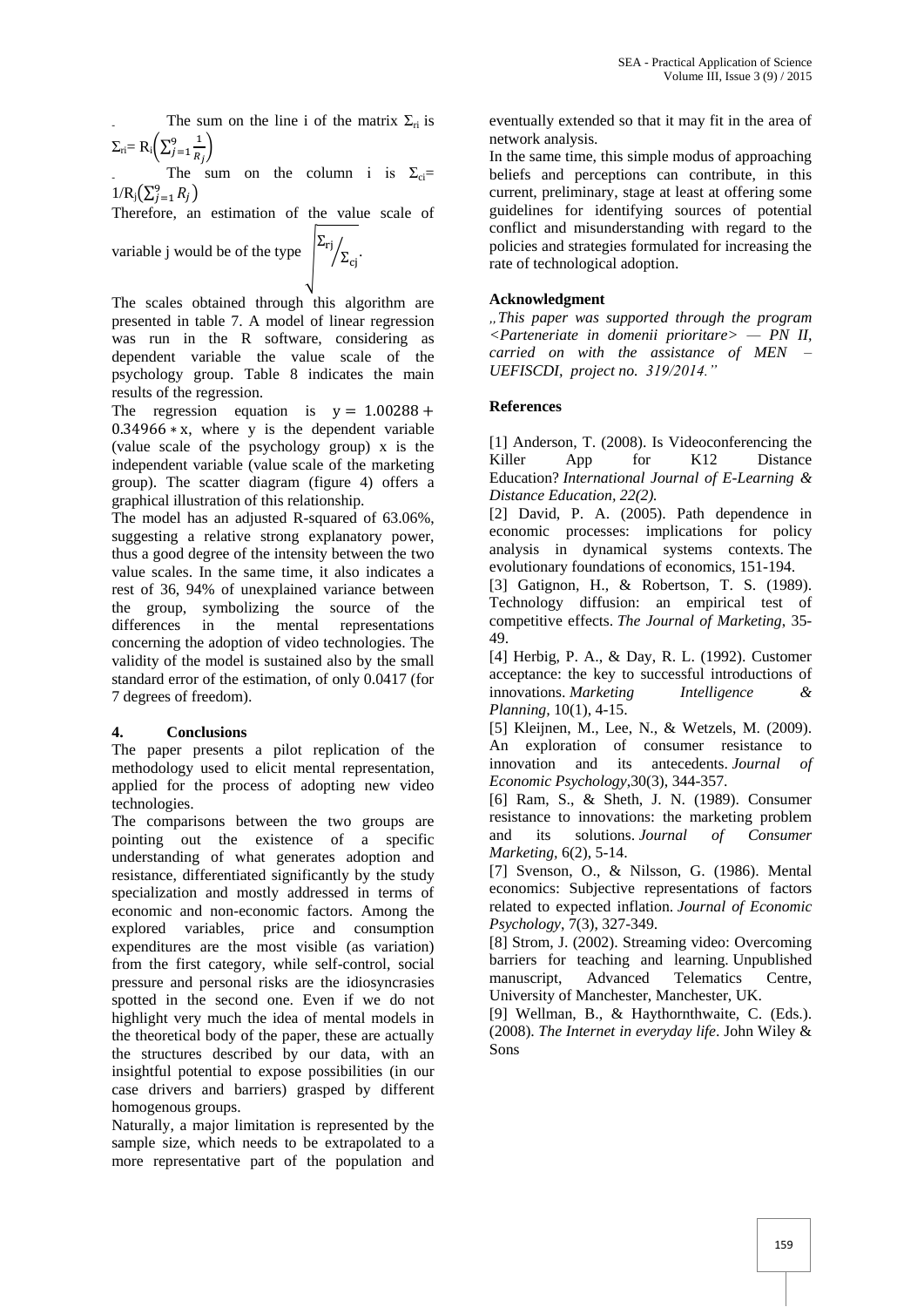- The sum on the line i of the matrix $\Sigma_{ri}$ is $\Sigma_{ri} = R_i\left(\sum_{j=1}^{9}\frac{1}{R_j}\right)$

- The sum on the column i is $\Sigma_{ci} = 1/R_i\left(\sum_{j=1}^{9} R_j\right)$

Therefore, an estimation of the value scale of variable j would be of the type $\sqrt{\Sigma_{rj}/\Sigma_{cj}}$.

The scales obtained through this algorithm are presented in table 7. A model of linear regression was run in the R software, considering as dependent variable the value scale of the psychology group. Table 8 indicates the main results of the regression.

The regression equation is $y = 1.00288 + 0.34966 * x$, where y is the dependent variable (value scale of the psychology group) x is the independent variable (value scale of the marketing group). The scatter diagram (figure 4) offers a graphical illustration of this relationship.

The model has an adjusted R-squared of 63.06%, suggesting a relative strong explanatory power, thus a good degree of the intensity between the two value scales. In the same time, it also indicates a rest of 36, 94% of unexplained variance between the group, symbolizing the source of the differences in the mental representations concerning the adoption of video technologies. The validity of the model is sustained also by the small standard error of the estimation, of only 0.0417 (for 7 degrees of freedom).

## 4. Conclusions

The paper presents a pilot replication of the methodology used to elicit mental representation, applied for the process of adopting new video technologies.

The comparisons between the two groups are pointing out the existence of a specific understanding of what generates adoption and resistance, differentiated significantly by the study specialization and mostly addressed in terms of economic and non-economic factors. Among the explored variables, price and consumption expenditures are the most visible (as variation) from the first category, while self-control, social pressure and personal risks are the idiosyncrasies spotted in the second one. Even if we do not highlight very much the idea of mental models in the theoretical body of the paper, these are actually the structures described by our data, with an insightful potential to expose possibilities (in our case drivers and barriers) grasped by different homogenous groups.

Naturally, a major limitation is represented by the sample size, which needs to be extrapolated to a more representative part of the population and eventually extended so that it may fit in the area of network analysis.

In the same time, this simple modus of approaching beliefs and perceptions can contribute, in this current, preliminary, stage at least at offering some guidelines for identifying sources of potential conflict and misunderstanding with regard to the policies and strategies formulated for increasing the rate of technological adoption.

## Acknowledgment

*„This paper was supported through the program <Parteneriate in domenii prioritare> — PN II, carried on with the assistance of MEN – UEFISCDI, project no. 319/2014."*

## References

[1] Anderson, T. (2008). Is Videoconferencing the Killer App for K12 Distance Education? *International Journal of E-Learning & Distance Education*, *22(2).*

[2] David, P. A. (2005). Path dependence in economic processes: implications for policy analysis in dynamical systems contexts. The evolutionary foundations of economics, 151-194.

[3] Gatignon, H., & Robertson, T. S. (1989). Technology diffusion: an empirical test of competitive effects. *The Journal of Marketing*, 35-49.

[4] Herbig, P. A., & Day, R. L. (1992). Customer acceptance: the key to successful introductions of innovations. *Marketing Intelligence & Planning*, 10(1), 4-15.

[5] Kleijnen, M., Lee, N., & Wetzels, M. (2009). An exploration of consumer resistance to innovation and its antecedents. *Journal of Economic Psychology*,30(3), 344-357.

[6] Ram, S., & Sheth, J. N. (1989). Consumer resistance to innovations: the marketing problem and its solutions. *Journal of Consumer Marketing*, 6(2), 5-14.

[7] Svenson, O., & Nilsson, G. (1986). Mental economics: Subjective representations of factors related to expected inflation. *Journal of Economic Psychology*, 7(3), 327-349.

[8] Strom, J. (2002). Streaming video: Overcoming barriers for teaching and learning. Unpublished manuscript, Advanced Telematics Centre, University of Manchester, Manchester, UK.

[9] Wellman, B., & Haythornthwaite, C. (Eds.). (2008). *The Internet in everyday life*. John Wiley & Sons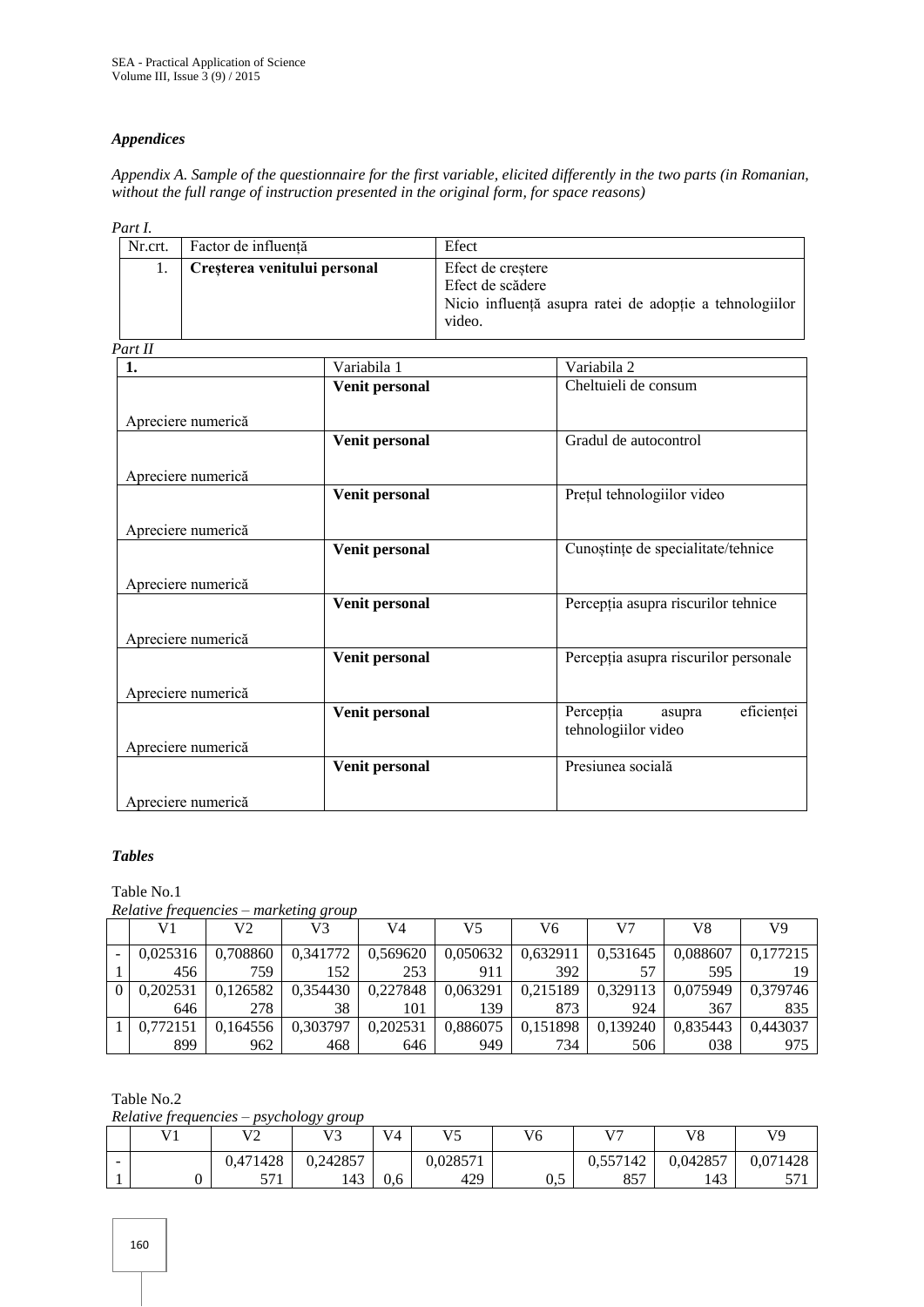### *Appendices*

*Appendix A. Sample of the questionnaire for the first variable, elicited differently in the two parts (in Romanian, without the full range of instruction presented in the original form, for space reasons)*

*Part I.*

| Nr.crt. | Factor de influență | Efect |
|---|---|---|
| 1. | **Creșterea venitului personal** | Efect de creștere<br>Efect de scădere<br>Nicio influență asupra ratei de adopție a tehnologiilor video. |

*Part II*

| 1. | Variabila 1 | Variabila 2 |
|---|---|---|
| Apreciere numerică | **Venit personal** | Cheltuieli de consum |
| Apreciere numerică | **Venit personal** | Gradul de autocontrol |
| Apreciere numerică | **Venit personal** | Prețul tehnologiilor video |
| Apreciere numerică | **Venit personal** | Cunoștințe de specialitate/tehnice |
| Apreciere numerică | **Venit personal** | Percepția asupra riscurilor tehnice |
| Apreciere numerică | **Venit personal** | Percepția asupra riscurilor personale |
| Apreciere numerică | **Venit personal** | Percepția asupra eficienței tehnologiilor video |
| Apreciere numerică | **Venit personal** | Presiunea socială |

### *Tables*

Table No.1

*Relative frequencies – marketing group*

| | V1 | V2 | V3 | V4 | V5 | V6 | V7 | V8 | V9 |
|---|---|---|---|---|---|---|---|---|---|
| -1 | 0,025316456 | 0,708860759 | 0,341772152 | 0,569620253 | 0,050632911 | 0,632911392 | 0,53164557 | 0,088607595 | 0,17721519 |
| 0 | 0,202531646 | 0,126582278 | 0,35443038 | 0,227848101 | 0,063291139 | 0,215189873 | 0,329113924 | 0,075949367 | 0,379746835 |
| 1 | 0,772151899 | 0,164556962 | 0,303797468 | 0,202531646 | 0,886075949 | 0,151898734 | 0,139240506 | 0,835443038 | 0,443037975 |

Table No.2

*Relative frequencies – psychology group*

| | V1 | V2 | V3 | V4 | V5 | V6 | V7 | V8 | V9 |
|---|---|---|---|---|---|---|---|---|---|
| -1 | 0 | 0,471428571 | 0,242857143 | 0,6 | 0,028571429 | 0,5 | 0,557142857 | 0,042857143 | 0,071428571 |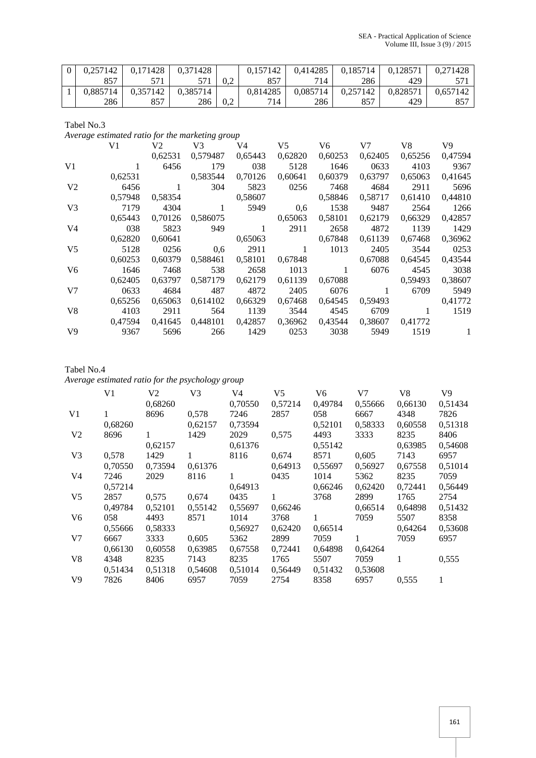| 0 | 0,257142857 | 0,171428571 | 0,371428571 | 0,2 | 0,157142857 | 0,414285714 | 0,185714286 | 0,128571429 | 0,271428571 |
|---|---|---|---|---|---|---|---|---|---|
| 1 | 0,885714286 | 0,357142857 | 0,385714286 | 0,2 | 0,814285714 | 0,085714286 | 0,257142857 | 0,828571429 | 0,657142857 |

Tabel No.3

*Average estimated ratio for the marketing group*

| | V1 | V2 | V3 | V4 | V5 | V6 | V7 | V8 | V9 |
|---|---|---|---|---|---|---|---|---|---|
| V1 | 1 | 0,625316456 | 0,579487179 | 0,65443038 | 0,628205128 | 0,602531646 | 0,624050633 | 0,652564103 | 0,475949367 |
| V2 | 0,625316456 | 1 | 0,583544304 | 0,701265823 | 0,606410256 | 0,603797468 | 0,637974684 | 0,650632911 | 0,416455696 |
| V3 | 0,579487179 | 0,583544304 | 1 | 0,586075949 | 0,6 | 0,588461538 | 0,587179487 | 0,614102564 | 0,448101266 |
| V4 | 0,65443038 | 0,701265823 | 0,586075949 | 1 | 0,650632911 | 0,581012658 | 0,621794872 | 0,663291139 | 0,428571429 |
| V5 | 0,628205128 | 0,606410256 | 0,6 | 0,650632911 | 1 | 0,678481013 | 0,611392405 | 0,674683544 | 0,369620253 |
| V6 | 0,602531646 | 0,603797468 | 0,588461538 | 0,581012658 | 0,678481013 | 1 | 0,670886076 | 0,645454545 | 0,435443038 |
| V7 | 0,624050633 | 0,637974684 | 0,587179487 | 0,621794872 | 0,611392405 | 0,670886076 | 1 | 0,594936709 | 0,386075949 |
| V8 | 0,652564103 | 0,650632911 | 0,614102564 | 0,663291139 | 0,674683544 | 0,645454545 | 0,594936709 | 1 | 0,417721519 |
| V9 | 0,475949367 | 0,416455696 | 0,448101266 | 0,428571429 | 0,369620253 | 0,435443038 | 0,386075949 | 0,417721519 | 1 |

Tabel No.4

*Average estimated ratio for the psychology group*

| | V1 | V2 | V3 | V4 | V5 | V6 | V7 | V8 | V9 |
|---|---|---|---|---|---|---|---|---|---|
| V1 | 1 | 0,682608696 | 0,578 | 0,705507246 | 0,572142857 | 0,49784058 | 0,556666667 | 0,661304348 | 0,514347826 |
| V2 | 0,682608696 | 1 | 0,621571429 | 0,735942029 | 0,575 | 0,521014493 | 0,583333333 | 0,605588235 | 0,513188406 |
| V3 | 0,578 | 0,621571429 | 1 | 0,613768116 | 0,674 | 0,551428571 | 0,605 | 0,639857143 | 0,546086957 |
| V4 | 0,705507246 | 0,735942029 | 0,613768116 | 1 | 0,649130435 | 0,556971014 | 0,569275362 | 0,675588235 | 0,510147059 |
| V5 | 0,572142857 | 0,575 | 0,674 | 0,649130435 | 1 | 0,662463768 | 0,624202899 | 0,724411765 | 0,564492754 |
| V6 | 0,49784058 | 0,521014493 | 0,551428571 | 0,556971014 | 0,662463768 | 1 | 0,665147059 | 0,648985507 | 0,514328358 |
| V7 | 0,556666667 | 0,583333333 | 0,605 | 0,569275362 | 0,624202899 | 0,665147059 | 1 | 0,642647059 | 0,536086957 |
| V8 | 0,661304348 | 0,605588235 | 0,639857143 | 0,675588235 | 0,724411765 | 0,648985507 | 0,642647059 | 1 | 0,555 |
| V9 | 0,514347826 | 0,513188406 | 0,546086957 | 0,510147059 | 0,564492754 | 0,514328358 | 0,536086957 | 0,555 | 1 |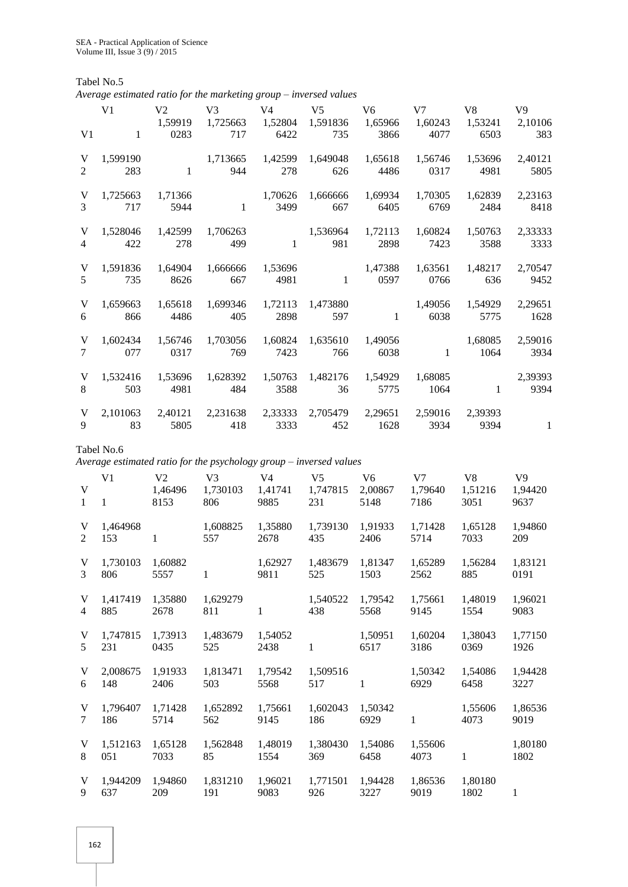Tabel No.5

*Average estimated ratio for the marketing group – inversed values*

| | V1 | V2 | V3 | V4 | V5 | V6 | V7 | V8 | V9 |
|---|---|---|---|---|---|---|---|---|---|
| V1 | 1 | 1,599190283 | 1,725663717 | 1,528046422 | 1,591836735 | 1,659663866 | 1,602434077 | 1,532416503 | 2,101063383 |
| V2 | 1,599190283 | 1 | 1,713665944 | 1,42599278 | 1,649048626 | 1,656184486 | 1,567460317 | 1,536964981 | 2,401215805 |
| V3 | 1,725663717 | 1,713665944 | 1 | 1,706263499 | 1,666666667 | 1,699346405 | 1,703056769 | 1,628392484 | 2,231638418 |
| V4 | 1,528046422 | 1,42599278 | 1,706263499 | 1 | 1,536964981 | 1,721132898 | 1,608247423 | 1,507633588 | 2,333333333 |
| V5 | 1,591836735 | 1,649048626 | 1,666666667 | 1,536964981 | 1 | 1,473880597 | 1,635610766 | 1,48217636 | 2,705479452 |
| V6 | 1,659663866 | 1,656184486 | 1,699346405 | 1,721132898 | 1,473880597 | 1 | 1,490566038 | 1,549295775 | 2,296511628 |
| V7 | 1,602434077 | 1,567460317 | 1,703056769 | 1,608247423 | 1,635610766 | 1,490566038 | 1 | 1,680851064 | 2,590163934 |
| V8 | 1,532416503 | 1,536964981 | 1,628392484 | 1,507633588 | 1,48217636 | 1,549295775 | 1,680851064 | 1 | 2,393939394 |
| V9 | 2,101063383 | 2,401215805 | 2,231638418 | 2,333333333 | 2,705479452 | 2,296511628 | 2,590163934 | 2,393939394 | 1 |

Tabel No.6

*Average estimated ratio for the psychology group – inversed values*

| | V1 | V2 | V3 | V4 | V5 | V6 | V7 | V8 | V9 |
|---|---|---|---|---|---|---|---|---|---|
| V1 | 1 | 1,464968153 | 1,730103806 | 1,417419885 | 1,747815231 | 2,008675148 | 1,796407186 | 1,512163051 | 1,944209637 |
| V2 | 1,464968153 | 1 | 1,608825557 | 1,358802678 | 1,739130435 | 1,919332406 | 1,714285714 | 1,651287033 | 1,94860209 |
| V3 | 1,730103806 | 1,608825557 | 1 | 1,629279811 | 1,483679525 | 1,813471503 | 1,652892562 | 1,56284885 | 1,831210191 |
| V4 | 1,417419885 | 1,358802678 | 1,629279811 | 1 | 1,540522438 | 1,795425568 | 1,756619145 | 1,480191554 | 1,960219083 |
| V5 | 1,747815231 | 1,739130435 | 1,483679525 | 1,540522438 | 1 | 1,509516517 | 1,602043186 | 1,380430369 | 1,771501926 |
| V6 | 2,008675148 | 1,919332406 | 1,813471503 | 1,795425568 | 1,509516517 | 1 | 1,503426929 | 1,540866458 | 1,944283227 |
| V7 | 1,796407186 | 1,714285714 | 1,652892562 | 1,756619145 | 1,602043186 | 1,503426929 | 1 | 1,556064073 | 1,865369019 |
| V8 | 1,512163051 | 1,651287033 | 1,562848 85 | 1,480191554 | 1,380430369 | 1,540866458 | 1,556064073 | 1 | 1,801801802 |
| V9 | 1,944209637 | 1,94860209 | 1,831210191 | 1,960219083 | 1,771501926 | 1,944283227 | 1,865369019 | 1,801801802 | 1 |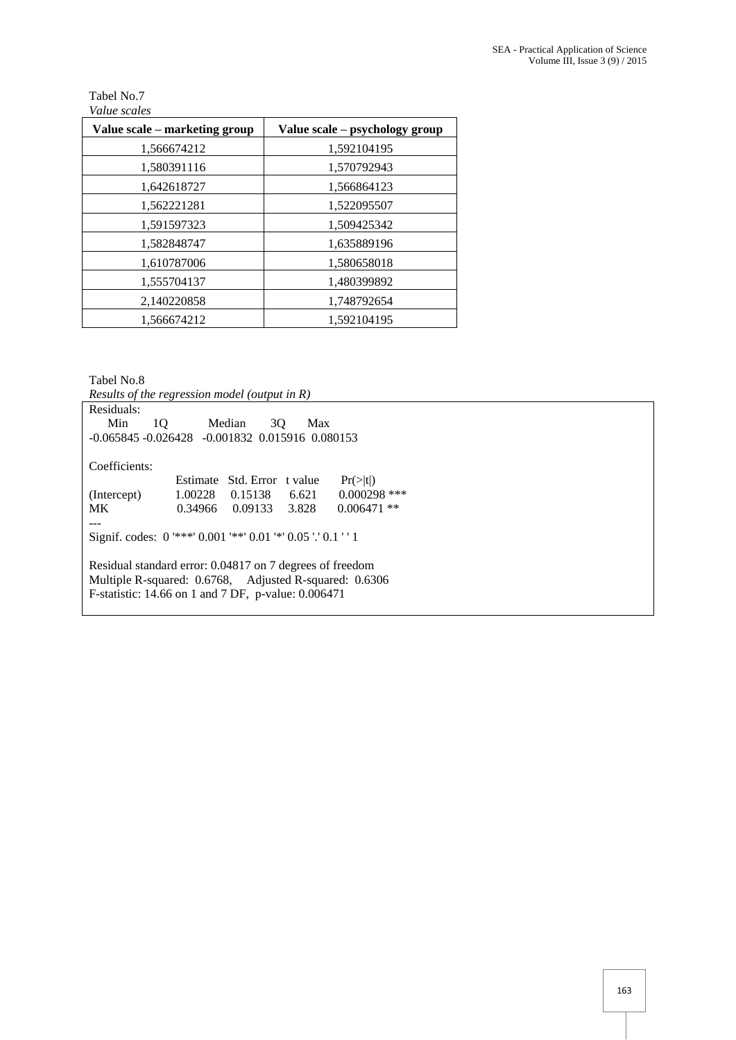Tabel No.7

*Value scales*

| Value scale – marketing group | Value scale – psychology group |
|---|---|
| 1,566674212 | 1,592104195 |
| 1,580391116 | 1,570792943 |
| 1,642618727 | 1,566864123 |
| 1,562221281 | 1,522095507 |
| 1,591597323 | 1,509425342 |
| 1,582848747 | 1,635889196 |
| 1,610787006 | 1,580658018 |
| 1,555704137 | 1,480399892 |
| 2,140220858 | 1,748792654 |
| 1,566674212 | 1,592104195 |

Tabel No.8

*Results of the regression model (output in R)*

```
Residuals:
    Min        1Q          Median       3Q       Max
-0.065845 -0.026428   -0.001832  0.015916  0.080153

Coefficients:
                Estimate   Std. Error   t value      Pr(>|t|)
(Intercept)      1.00228     0.15138     6.621      0.000298 ***
MK               0.34966     0.09133     3.828      0.006471 **
---
Signif. codes:  0 '***' 0.001 '**' 0.01 '*' 0.05 '.' 0.1 ' ' 1

Residual standard error: 0.04817 on 7 degrees of freedom
Multiple R-squared:  0.6768,    Adjusted R-squared:  0.6306
F-statistic: 14.66 on 1 and 7 DF,  p-value: 0.006471
```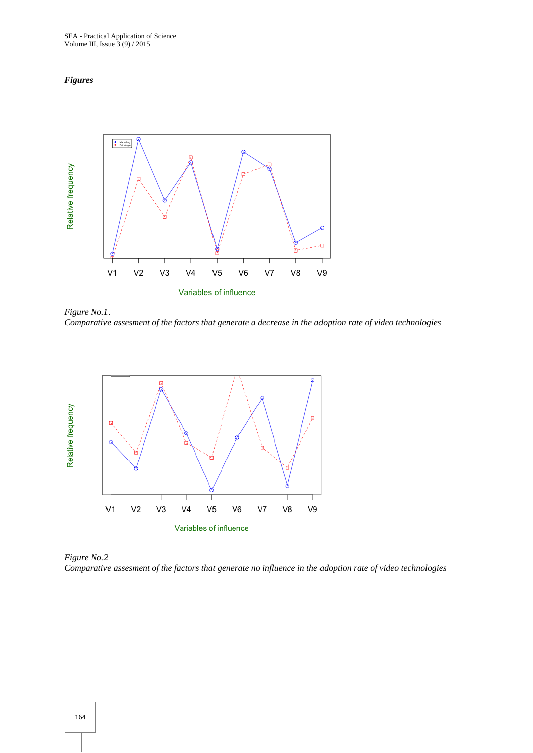*Figures*

*Figure No.1.*
*Comparative assesment of the factors that generate a decrease in the adoption rate of video technologies*

*Figure No.2*
*Comparative assesment of the factors that generate no influence in the adoption rate of video technologies*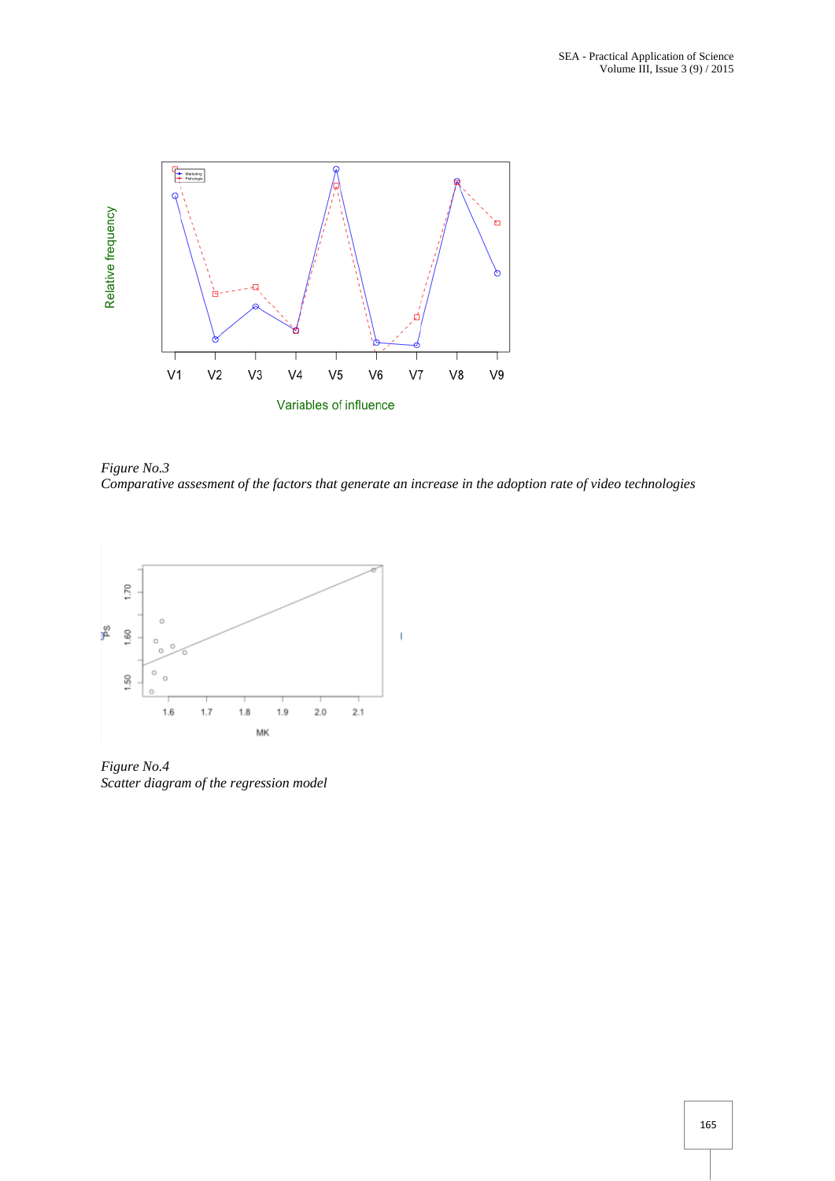Relative frequency

Marketing
Psihologie

V1 V2 V3 V4 V5 V6 V7 V8 V9

Variables of influence

*Figure No.3*
*Comparative assesment of the factors that generate an increase in the adoption rate of video technologies*

PS

1.50 1.60 1.70

1.6 1.7 1.8 1.9 2.0 2.1

MK

*Figure No.4*
*Scatter diagram of the regression model*